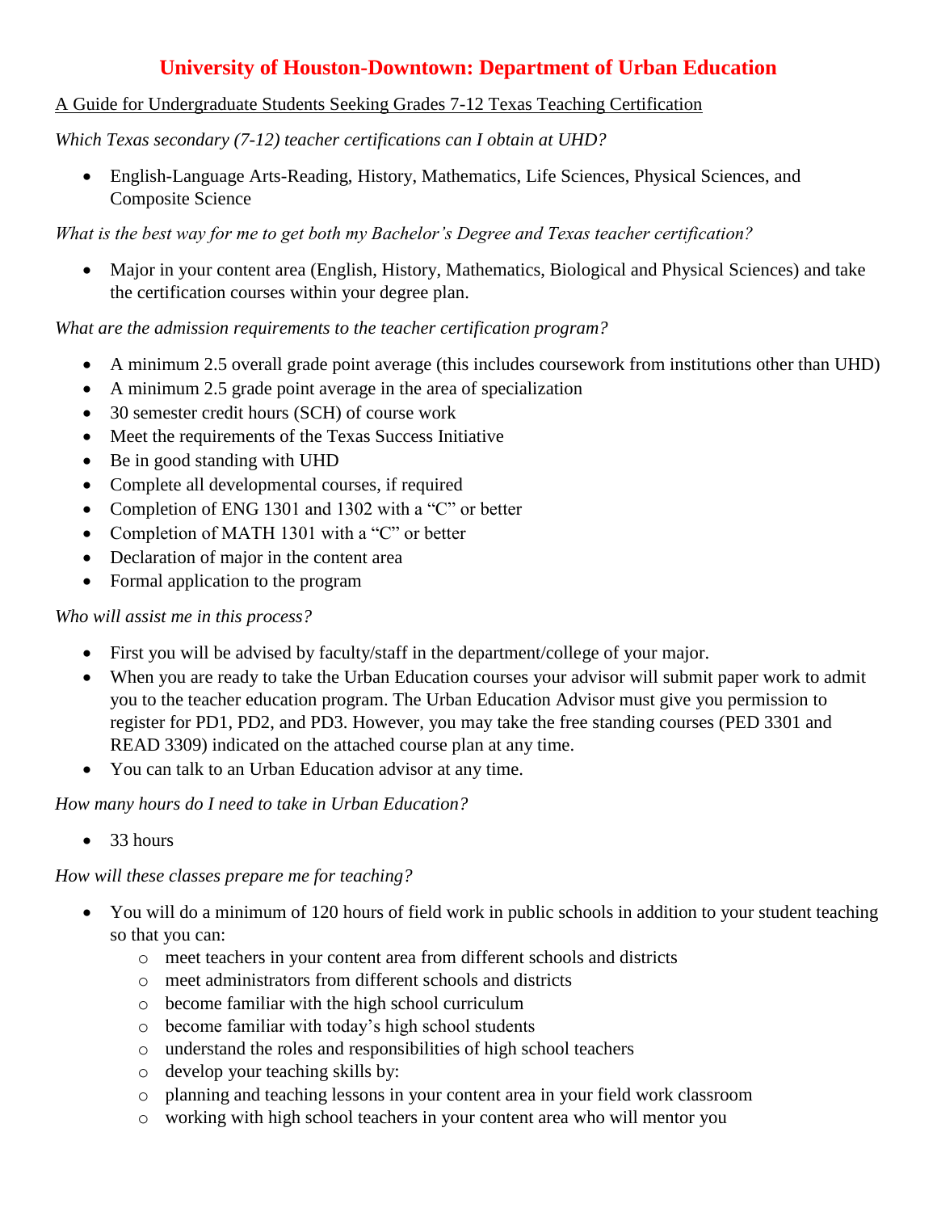# University of Houston-Downtown: Department of Urban Education

A Guide for Undergraduate Students Seeking Grades 7-12 Texas Teaching Certification

*Which Texas secondary (7-12) teacher certifications can I obtain at UHD?*

- English-Language Arts-Reading, History, Mathematics, Life Sciences, Physical Sciences, and Composite Science

*What is the best way for me to get both my Bachelor's Degree and Texas teacher certification?*

- Major in your content area (English, History, Mathematics, Biological and Physical Sciences) and take the certification courses within your degree plan.

*What are the admission requirements to the teacher certification program?*

- A minimum 2.5 overall grade point average (this includes coursework from institutions other than UHD)
- A minimum 2.5 grade point average in the area of specialization
- 30 semester credit hours (SCH) of course work
- Meet the requirements of the Texas Success Initiative
- Be in good standing with UHD
- Complete all developmental courses, if required
- Completion of ENG 1301 and 1302 with a "C" or better
- Completion of MATH 1301 with a "C" or better
- Declaration of major in the content area
- Formal application to the program

*Who will assist me in this process?*

- First you will be advised by faculty/staff in the department/college of your major.
- When you are ready to take the Urban Education courses your advisor will submit paper work to admit you to the teacher education program. The Urban Education Advisor must give you permission to register for PD1, PD2, and PD3. However, you may take the free standing courses (PED 3301 and READ 3309) indicated on the attached course plan at any time.
- You can talk to an Urban Education advisor at any time.

*How many hours do I need to take in Urban Education?*

- 33 hours

*How will these classes prepare me for teaching?*

- You will do a minimum of 120 hours of field work in public schools in addition to your student teaching so that you can:
  - meet teachers in your content area from different schools and districts
  - meet administrators from different schools and districts
  - become familiar with the high school curriculum
  - become familiar with today's high school students
  - understand the roles and responsibilities of high school teachers
  - develop your teaching skills by:
  - planning and teaching lessons in your content area in your field work classroom
  - working with high school teachers in your content area who will mentor you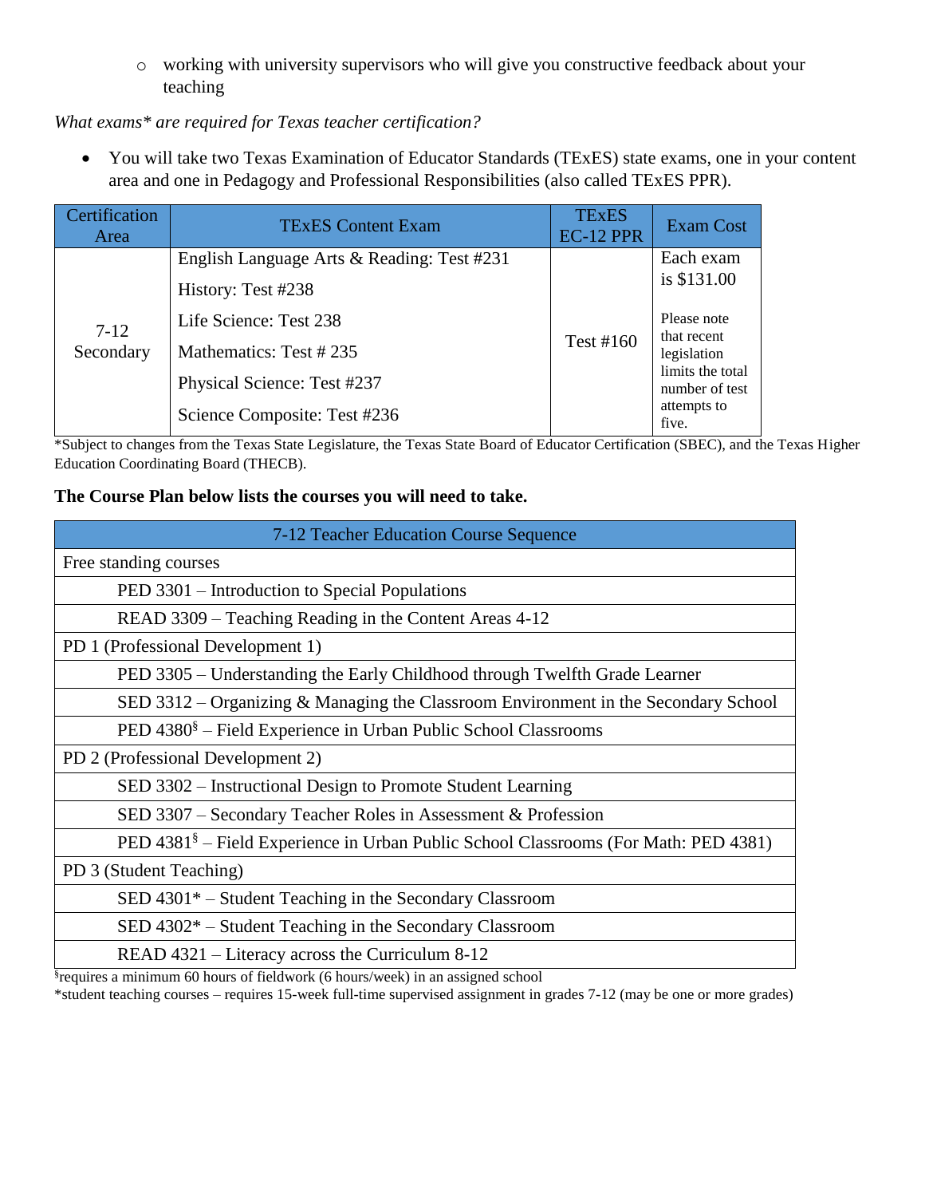- working with university supervisors who will give you constructive feedback about your teaching

*What exams* are required for Texas teacher certification?*

- You will take two Texas Examination of Educator Standards (TExES) state exams, one in your content area and one in Pedagogy and Professional Responsibilities (also called TExES PPR).

| Certification Area | TExES Content Exam | TExES EC-12 PPR | Exam Cost |
|---|---|---|---|
| 7-12 Secondary | English Language Arts & Reading: Test #231<br>History: Test #238<br>Life Science: Test 238<br>Mathematics: Test # 235<br>Physical Science: Test #237<br>Science Composite: Test #236 | Test #160 | Each exam is $131.00<br><br>Please note that recent legislation limits the total number of test attempts to five. |

*Subject to changes from the Texas State Legislature, the Texas State Board of Educator Certification (SBEC), and the Texas Higher Education Coordinating Board (THECB).

**The Course Plan below lists the courses you will need to take.**

| 7-12 Teacher Education Course Sequence |
|---|
| Free standing courses |
| PED 3301 – Introduction to Special Populations |
| READ 3309 – Teaching Reading in the Content Areas 4-12 |
| PD 1 (Professional Development 1) |
| PED 3305 – Understanding the Early Childhood through Twelfth Grade Learner |
| SED 3312 – Organizing & Managing the Classroom Environment in the Secondary School |
| PED 4380§ – Field Experience in Urban Public School Classrooms |
| PD 2 (Professional Development 2) |
| SED 3302 – Instructional Design to Promote Student Learning |
| SED 3307 – Secondary Teacher Roles in Assessment & Profession |
| PED 4381§ – Field Experience in Urban Public School Classrooms (For Math: PED 4381) |
| PD 3 (Student Teaching) |
| SED 4301* – Student Teaching in the Secondary Classroom |
| SED 4302* – Student Teaching in the Secondary Classroom |
| READ 4321 – Literacy across the Curriculum 8-12 |

§requires a minimum 60 hours of fieldwork (6 hours/week) in an assigned school
*student teaching courses – requires 15-week full-time supervised assignment in grades 7-12 (may be one or more grades)